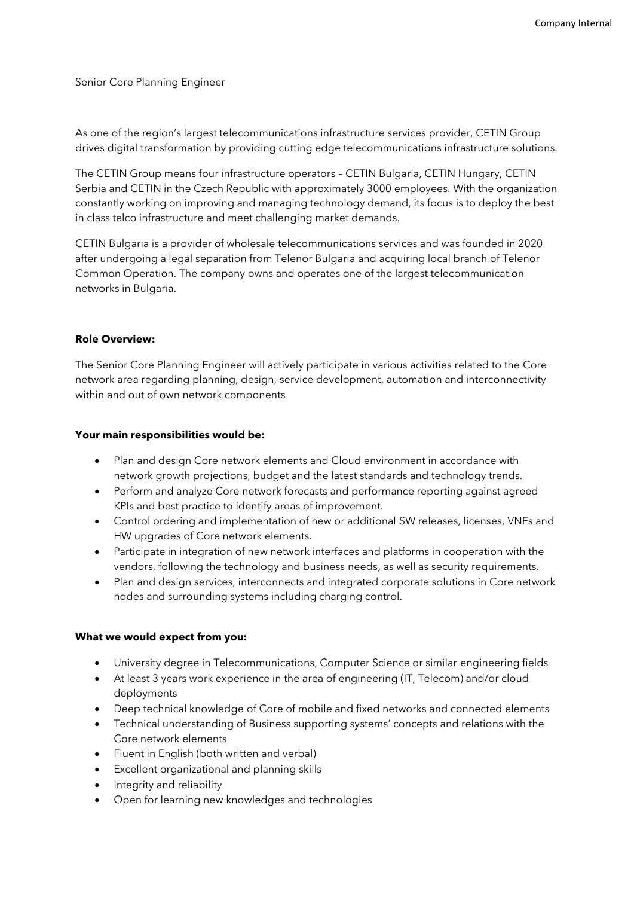Senior Core Planning Engineer

As one of the region's largest telecommunications infrastructure services provider, CETIN Group drives digital transformation by providing cutting edge telecommunications infrastructure solutions.

The CETIN Group means four infrastructure operators – CETIN Bulgaria, CETIN Hungary, CETIN Serbia and CETIN in the Czech Republic with approximately 3000 employees. With the organization constantly working on improving and managing technology demand, its focus is to deploy the best in class telco infrastructure and meet challenging market demands.

CETIN Bulgaria is a provider of wholesale telecommunications services and was founded in 2020 after undergoing a legal separation from Telenor Bulgaria and acquiring local branch of Telenor Common Operation. The company owns and operates one of the largest telecommunication networks in Bulgaria.

**Role Overview:**

The Senior Core Planning Engineer will actively participate in various activities related to the Core network area regarding planning, design, service development, automation and interconnectivity within and out of own network components

**Your main responsibilities would be:**

- Plan and design Core network elements and Cloud environment in accordance with network growth projections, budget and the latest standards and technology trends.
- Perform and analyze Core network forecasts and performance reporting against agreed KPIs and best practice to identify areas of improvement.
- Control ordering and implementation of new or additional SW releases, licenses, VNFs and HW upgrades of Core network elements.
- Participate in integration of new network interfaces and platforms in cooperation with the vendors, following the technology and business needs, as well as security requirements.
- Plan and design services, interconnects and integrated corporate solutions in Core network nodes and surrounding systems including charging control.

**What we would expect from you:**

- University degree in Telecommunications, Computer Science or similar engineering fields
- At least 3 years work experience in the area of engineering (IT, Telecom) and/or cloud deployments
- Deep technical knowledge of Core of mobile and fixed networks and connected elements
- Technical understanding of Business supporting systems' concepts and relations with the Core network elements
- Fluent in English (both written and verbal)
- Excellent organizational and planning skills
- Integrity and reliability
- Open for learning new knowledges and technologies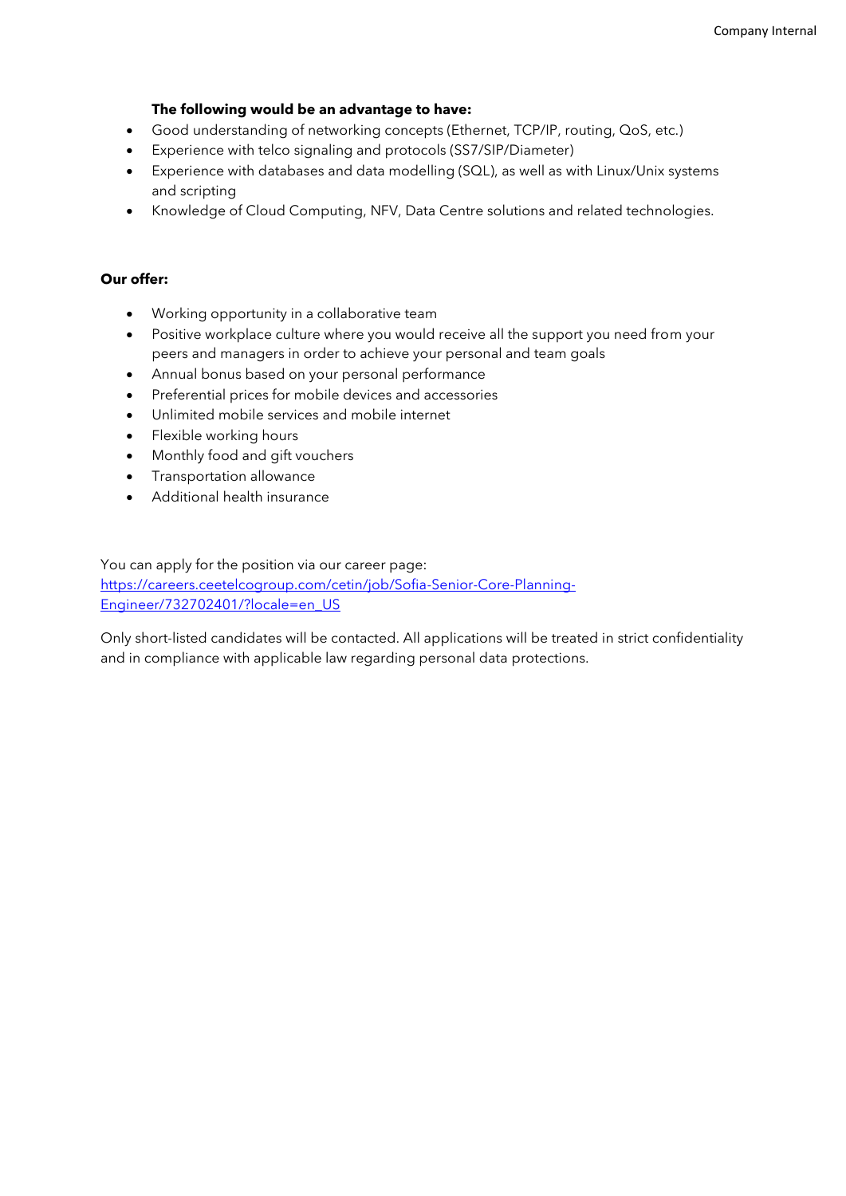**The following would be an advantage to have:**

- Good understanding of networking concepts (Ethernet, TCP/IP, routing, QoS, etc.)
- Experience with telco signaling and protocols (SS7/SIP/Diameter)
- Experience with databases and data modelling (SQL), as well as with Linux/Unix systems and scripting
- Knowledge of Cloud Computing, NFV, Data Centre solutions and related technologies.

**Our offer:**

- Working opportunity in a collaborative team
- Positive workplace culture where you would receive all the support you need from your peers and managers in order to achieve your personal and team goals
- Annual bonus based on your personal performance
- Preferential prices for mobile devices and accessories
- Unlimited mobile services and mobile internet
- Flexible working hours
- Monthly food and gift vouchers
- Transportation allowance
- Additional health insurance

You can apply for the position via our career page:
[https://careers.ceetelcogroup.com/cetin/job/Sofia-Senior-Core-Planning-Engineer/732702401/?locale=en_US](https://careers.ceetelcogroup.com/cetin/job/Sofia-Senior-Core-Planning-Engineer/732702401/?locale=en_US)

Only short-listed candidates will be contacted. All applications will be treated in strict confidentiality and in compliance with applicable law regarding personal data protections.